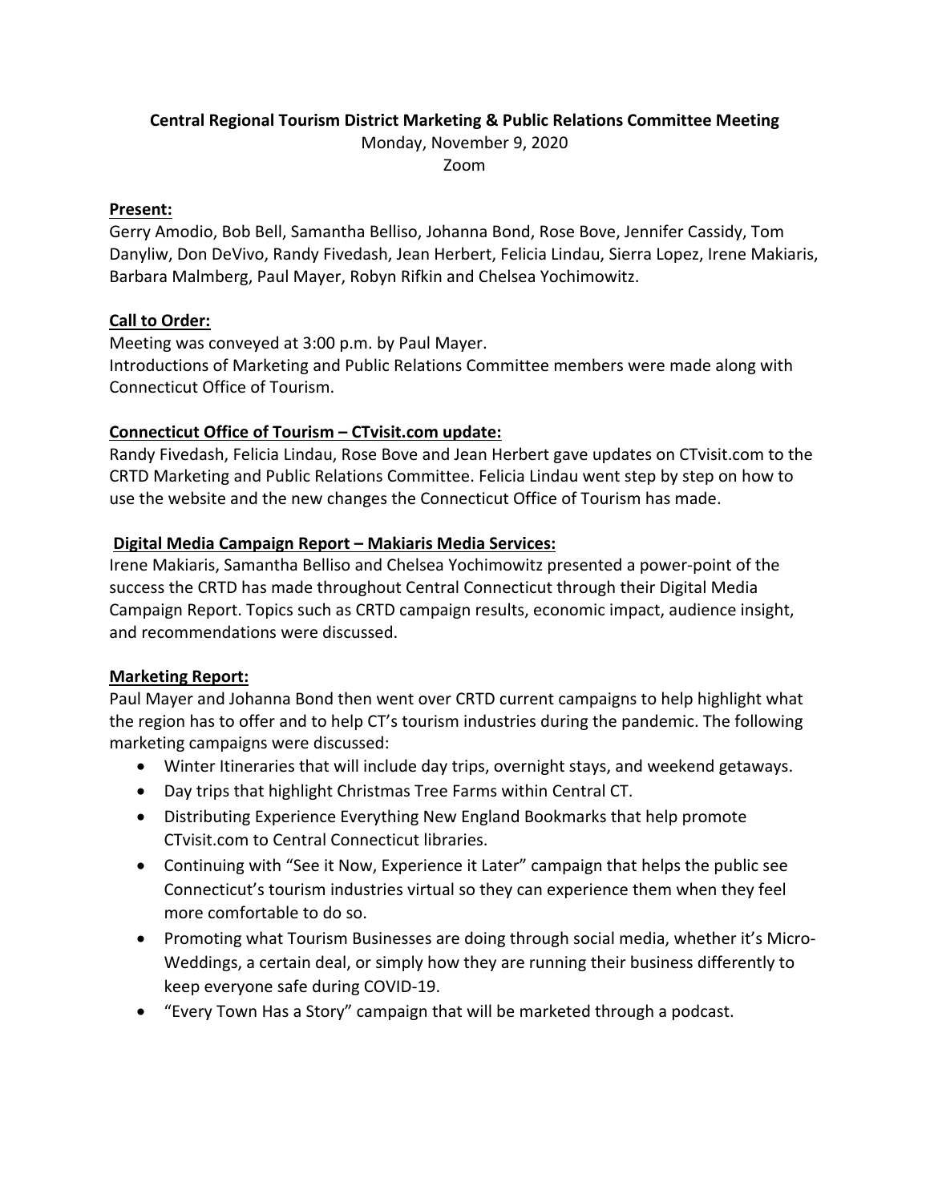**Central Regional Tourism District Marketing & Public Relations Committee Meeting**

Monday, November 9, 2020

Zoom

**Present:**

Gerry Amodio, Bob Bell, Samantha Belliso, Johanna Bond, Rose Bove, Jennifer Cassidy, Tom Danyliw, Don DeVivo, Randy Fivedash, Jean Herbert, Felicia Lindau, Sierra Lopez, Irene Makiaris, Barbara Malmberg, Paul Mayer, Robyn Rifkin and Chelsea Yochimowitz.

**Call to Order:**

Meeting was conveyed at 3:00 p.m. by Paul Mayer.
Introductions of Marketing and Public Relations Committee members were made along with Connecticut Office of Tourism.

**Connecticut Office of Tourism – CTvisit.com update:**

Randy Fivedash, Felicia Lindau, Rose Bove and Jean Herbert gave updates on CTvisit.com to the CRTD Marketing and Public Relations Committee. Felicia Lindau went step by step on how to use the website and the new changes the Connecticut Office of Tourism has made.

**Digital Media Campaign Report – Makiaris Media Services:**

Irene Makiaris, Samantha Belliso and Chelsea Yochimowitz presented a power-point of the success the CRTD has made throughout Central Connecticut through their Digital Media Campaign Report. Topics such as CRTD campaign results, economic impact, audience insight, and recommendations were discussed.

**Marketing Report:**

Paul Mayer and Johanna Bond then went over CRTD current campaigns to help highlight what the region has to offer and to help CT's tourism industries during the pandemic. The following marketing campaigns were discussed:

- Winter Itineraries that will include day trips, overnight stays, and weekend getaways.
- Day trips that highlight Christmas Tree Farms within Central CT.
- Distributing Experience Everything New England Bookmarks that help promote CTvisit.com to Central Connecticut libraries.
- Continuing with "See it Now, Experience it Later" campaign that helps the public see Connecticut's tourism industries virtual so they can experience them when they feel more comfortable to do so.
- Promoting what Tourism Businesses are doing through social media, whether it's Micro-Weddings, a certain deal, or simply how they are running their business differently to keep everyone safe during COVID-19.
- "Every Town Has a Story" campaign that will be marketed through a podcast.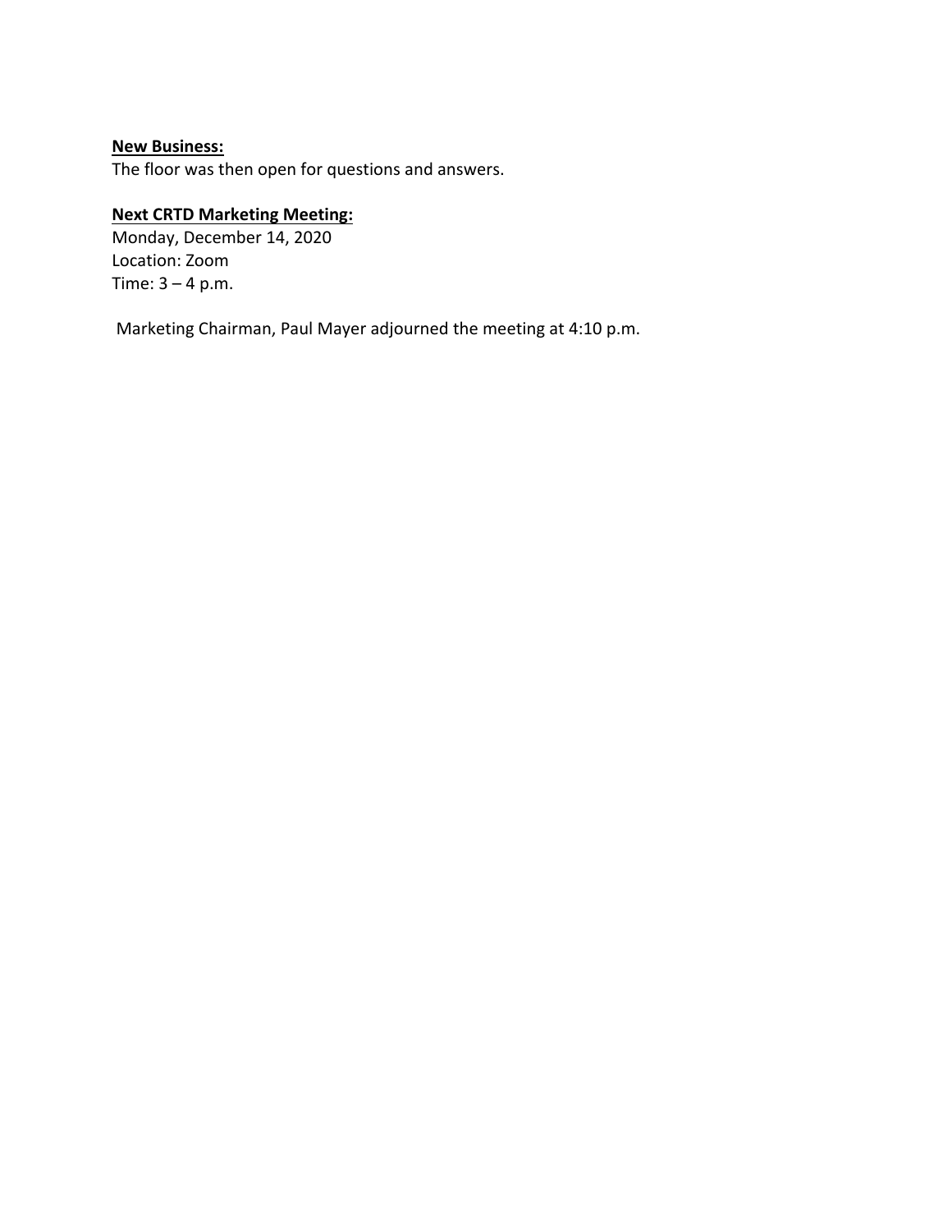**New Business:**

The floor was then open for questions and answers.

**Next CRTD Marketing Meeting:**

Monday, December 14, 2020
Location: Zoom
Time: 3 – 4 p.m.

Marketing Chairman, Paul Mayer adjourned the meeting at 4:10 p.m.